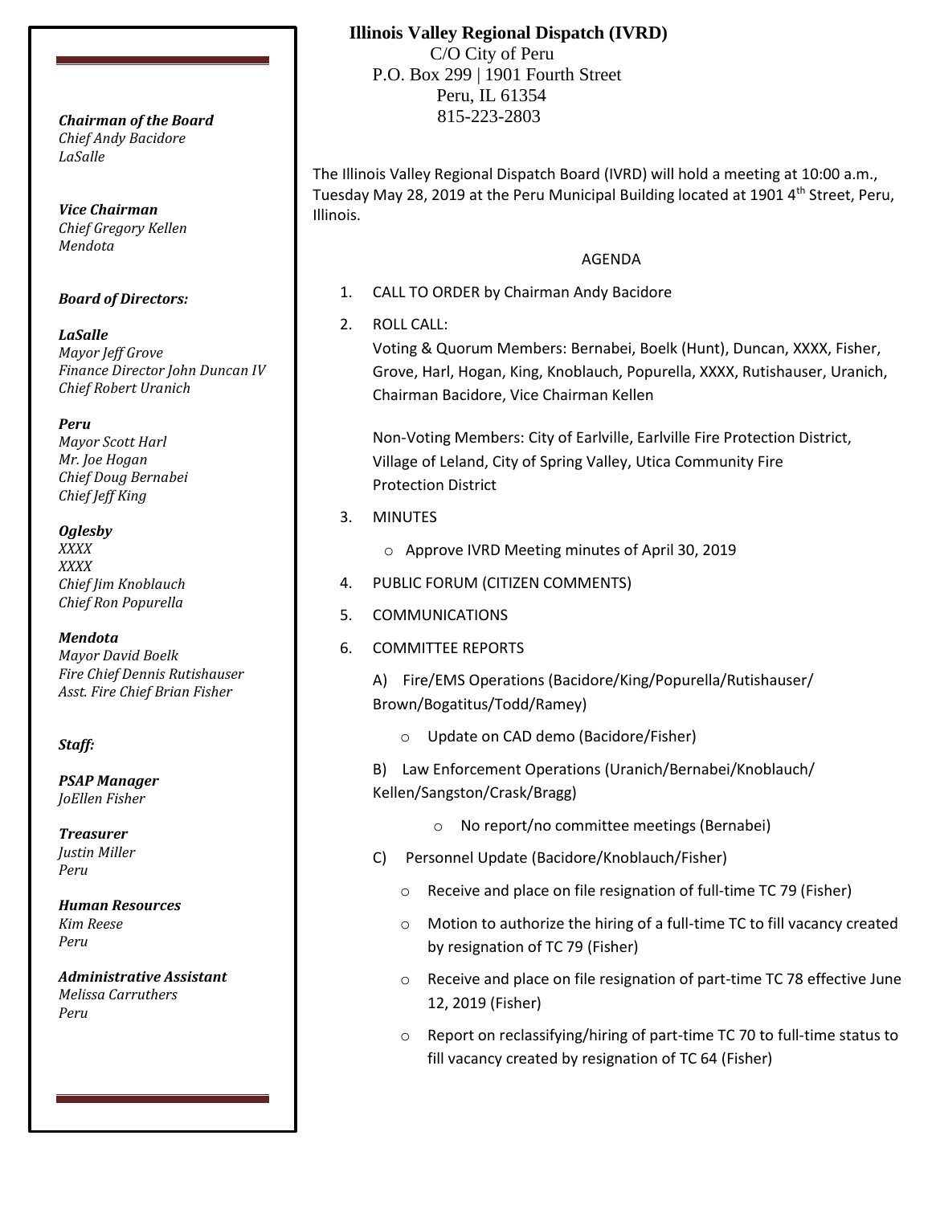# Illinois Valley Regional Dispatch (IVRD)

C/O City of Peru
P.O. Box 299 | 1901 Fourth Street
Peru, IL 61354
815-223-2803

***Chairman of the Board***
*Chief Andy Bacidore*
*LaSalle*

***Vice Chairman***
*Chief Gregory Kellen*
*Mendota*

***Board of Directors:***

***LaSalle***
*Mayor Jeff Grove*
*Finance Director John Duncan IV*
*Chief Robert Uranich*

***Peru***
*Mayor Scott Harl*
*Mr. Joe Hogan*
*Chief Doug Bernabei*
*Chief Jeff King*

***Oglesby***
*XXXX*
*XXXX*
*Chief Jim Knoblauch*
*Chief Ron Popurella*

***Mendota***
*Mayor David Boelk*
*Fire Chief Dennis Rutishauser*
*Asst. Fire Chief Brian Fisher*

***Staff:***

***PSAP Manager***
*JoEllen Fisher*

***Treasurer***
*Justin Miller*
*Peru*

***Human Resources***
*Kim Reese*
*Peru*

***Administrative Assistant***
*Melissa Carruthers*
*Peru*

The Illinois Valley Regional Dispatch Board (IVRD) will hold a meeting at 10:00 a.m., Tuesday May 28, 2019 at the Peru Municipal Building located at 1901 4th Street, Peru, Illinois.

AGENDA

1. CALL TO ORDER by Chairman Andy Bacidore
2. ROLL CALL:
   Voting & Quorum Members: Bernabei, Boelk (Hunt), Duncan, XXXX, Fisher, Grove, Harl, Hogan, King, Knoblauch, Popurella, XXXX, Rutishauser, Uranich, Chairman Bacidore, Vice Chairman Kellen

   Non-Voting Members: City of Earlville, Earlville Fire Protection District, Village of Leland, City of Spring Valley, Utica Community Fire Protection District
3. MINUTES
   - Approve IVRD Meeting minutes of April 30, 2019
4. PUBLIC FORUM (CITIZEN COMMENTS)
5. COMMUNICATIONS
6. COMMITTEE REPORTS

   A) Fire/EMS Operations (Bacidore/King/Popurella/Rutishauser/Brown/Bogatitus/Todd/Ramey)
   - Update on CAD demo (Bacidore/Fisher)

   B) Law Enforcement Operations (Uranich/Bernabei/Knoblauch/Kellen/Sangston/Crask/Bragg)
   - No report/no committee meetings (Bernabei)

   C) Personnel Update (Bacidore/Knoblauch/Fisher)
   - Receive and place on file resignation of full-time TC 79 (Fisher)
   - Motion to authorize the hiring of a full-time TC to fill vacancy created by resignation of TC 79 (Fisher)
   - Receive and place on file resignation of part-time TC 78 effective June 12, 2019 (Fisher)
   - Report on reclassifying/hiring of part-time TC 70 to full-time status to fill vacancy created by resignation of TC 64 (Fisher)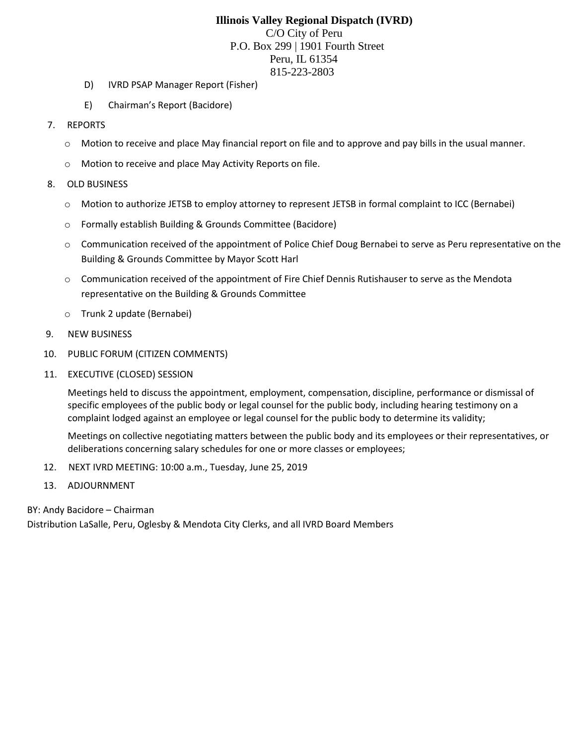**Illinois Valley Regional Dispatch (IVRD)**
C/O City of Peru
P.O. Box 299 | 1901 Fourth Street
Peru, IL 61354
815-223-2803

D) IVRD PSAP Manager Report (Fisher)

E) Chairman's Report (Bacidore)

7. REPORTS
   - Motion to receive and place May financial report on file and to approve and pay bills in the usual manner.
   - Motion to receive and place May Activity Reports on file.
8. OLD BUSINESS
   - Motion to authorize JETSB to employ attorney to represent JETSB in formal complaint to ICC (Bernabei)
   - Formally establish Building & Grounds Committee (Bacidore)
   - Communication received of the appointment of Police Chief Doug Bernabei to serve as Peru representative on the Building & Grounds Committee by Mayor Scott Harl
   - Communication received of the appointment of Fire Chief Dennis Rutishauser to serve as the Mendota representative on the Building & Grounds Committee
   - Trunk 2 update (Bernabei)
9. NEW BUSINESS
10. PUBLIC FORUM (CITIZEN COMMENTS)
11. EXECUTIVE (CLOSED) SESSION

    Meetings held to discuss the appointment, employment, compensation, discipline, performance or dismissal of specific employees of the public body or legal counsel for the public body, including hearing testimony on a complaint lodged against an employee or legal counsel for the public body to determine its validity;

    Meetings on collective negotiating matters between the public body and its employees or their representatives, or deliberations concerning salary schedules for one or more classes or employees;
12. NEXT IVRD MEETING: 10:00 a.m., Tuesday, June 25, 2019
13. ADJOURNMENT

BY: Andy Bacidore – Chairman
Distribution LaSalle, Peru, Oglesby & Mendota City Clerks, and all IVRD Board Members